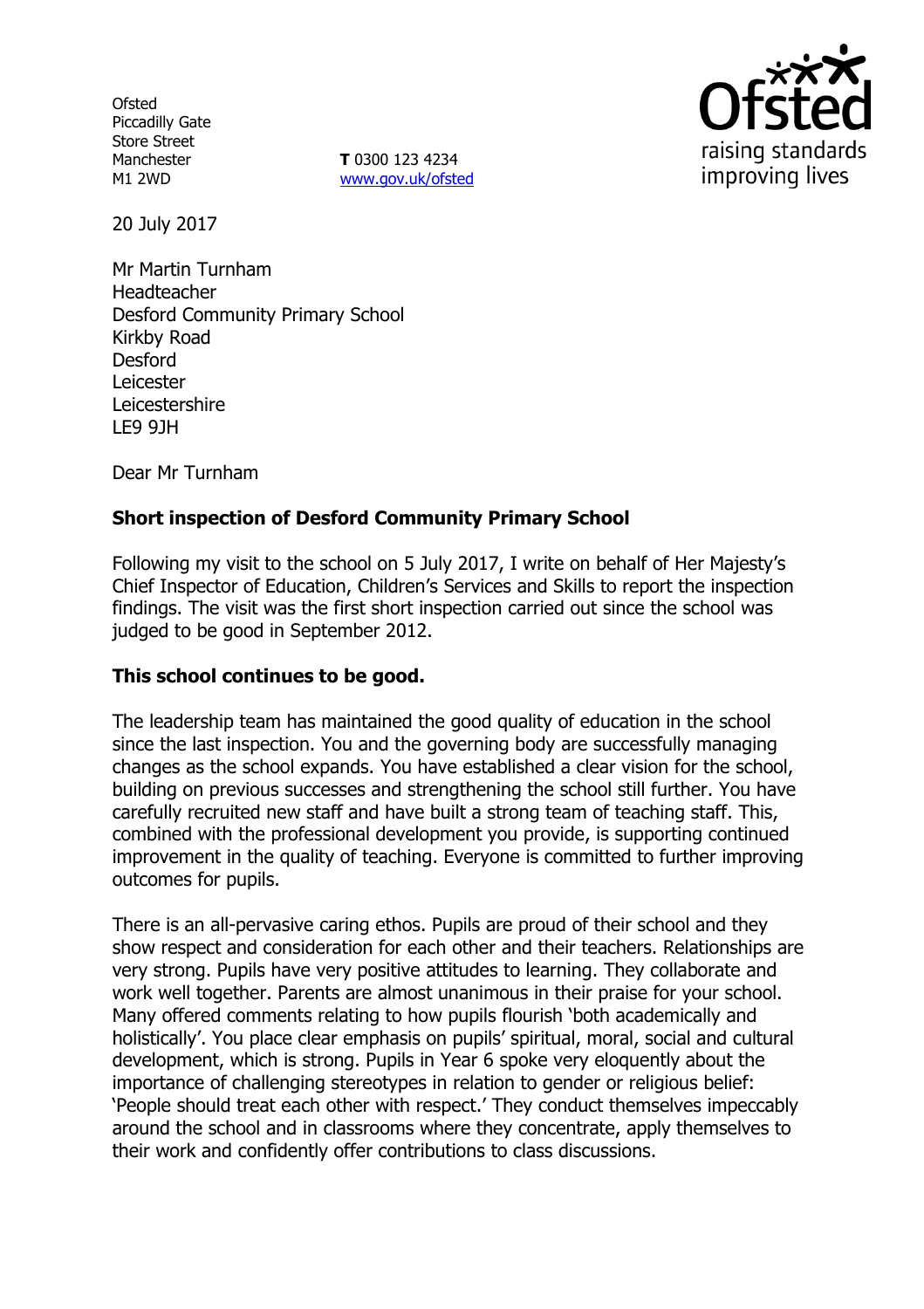Ofsted
Piccadilly Gate
Store Street
Manchester
M1 2WD

**T** 0300 123 4234
www.gov.uk/ofsted

20 July 2017

Mr Martin Turnham
Headteacher
Desford Community Primary School
Kirkby Road
Desford
Leicester
Leicestershire
LE9 9JH

Dear Mr Turnham

**Short inspection of Desford Community Primary School**

Following my visit to the school on 5 July 2017, I write on behalf of Her Majesty's Chief Inspector of Education, Children's Services and Skills to report the inspection findings. The visit was the first short inspection carried out since the school was judged to be good in September 2012.

**This school continues to be good.**

The leadership team has maintained the good quality of education in the school since the last inspection. You and the governing body are successfully managing changes as the school expands. You have established a clear vision for the school, building on previous successes and strengthening the school still further. You have carefully recruited new staff and have built a strong team of teaching staff. This, combined with the professional development you provide, is supporting continued improvement in the quality of teaching. Everyone is committed to further improving outcomes for pupils.

There is an all-pervasive caring ethos. Pupils are proud of their school and they show respect and consideration for each other and their teachers. Relationships are very strong. Pupils have very positive attitudes to learning. They collaborate and work well together. Parents are almost unanimous in their praise for your school. Many offered comments relating to how pupils flourish 'both academically and holistically'. You place clear emphasis on pupils' spiritual, moral, social and cultural development, which is strong. Pupils in Year 6 spoke very eloquently about the importance of challenging stereotypes in relation to gender or religious belief: 'People should treat each other with respect.' They conduct themselves impeccably around the school and in classrooms where they concentrate, apply themselves to their work and confidently offer contributions to class discussions.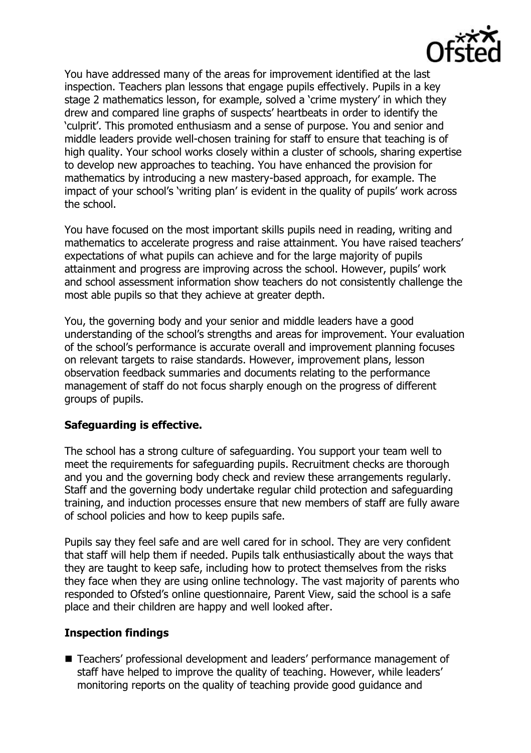You have addressed many of the areas for improvement identified at the last inspection. Teachers plan lessons that engage pupils effectively. Pupils in a key stage 2 mathematics lesson, for example, solved a 'crime mystery' in which they drew and compared line graphs of suspects' heartbeats in order to identify the 'culprit'. This promoted enthusiasm and a sense of purpose. You and senior and middle leaders provide well-chosen training for staff to ensure that teaching is of high quality. Your school works closely within a cluster of schools, sharing expertise to develop new approaches to teaching. You have enhanced the provision for mathematics by introducing a new mastery-based approach, for example. The impact of your school's 'writing plan' is evident in the quality of pupils' work across the school.

You have focused on the most important skills pupils need in reading, writing and mathematics to accelerate progress and raise attainment. You have raised teachers' expectations of what pupils can achieve and for the large majority of pupils attainment and progress are improving across the school. However, pupils' work and school assessment information show teachers do not consistently challenge the most able pupils so that they achieve at greater depth.

You, the governing body and your senior and middle leaders have a good understanding of the school's strengths and areas for improvement. Your evaluation of the school's performance is accurate overall and improvement planning focuses on relevant targets to raise standards. However, improvement plans, lesson observation feedback summaries and documents relating to the performance management of staff do not focus sharply enough on the progress of different groups of pupils.

### Safeguarding is effective.

The school has a strong culture of safeguarding. You support your team well to meet the requirements for safeguarding pupils. Recruitment checks are thorough and you and the governing body check and review these arrangements regularly. Staff and the governing body undertake regular child protection and safeguarding training, and induction processes ensure that new members of staff are fully aware of school policies and how to keep pupils safe.

Pupils say they feel safe and are well cared for in school. They are very confident that staff will help them if needed. Pupils talk enthusiastically about the ways that they are taught to keep safe, including how to protect themselves from the risks they face when they are using online technology. The vast majority of parents who responded to Ofsted's online questionnaire, Parent View, said the school is a safe place and their children are happy and well looked after.

### Inspection findings

- Teachers' professional development and leaders' performance management of staff have helped to improve the quality of teaching. However, while leaders' monitoring reports on the quality of teaching provide good guidance and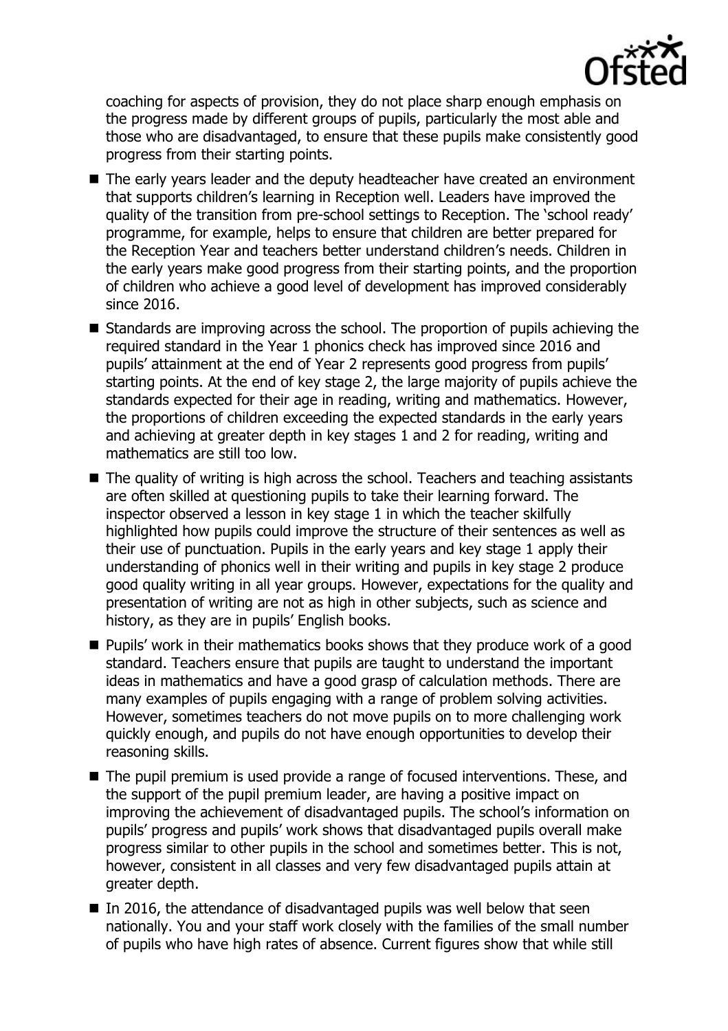coaching for aspects of provision, they do not place sharp enough emphasis on the progress made by different groups of pupils, particularly the most able and those who are disadvantaged, to ensure that these pupils make consistently good progress from their starting points.

- The early years leader and the deputy headteacher have created an environment that supports children's learning in Reception well. Leaders have improved the quality of the transition from pre-school settings to Reception. The 'school ready' programme, for example, helps to ensure that children are better prepared for the Reception Year and teachers better understand children's needs. Children in the early years make good progress from their starting points, and the proportion of children who achieve a good level of development has improved considerably since 2016.
- Standards are improving across the school. The proportion of pupils achieving the required standard in the Year 1 phonics check has improved since 2016 and pupils' attainment at the end of Year 2 represents good progress from pupils' starting points. At the end of key stage 2, the large majority of pupils achieve the standards expected for their age in reading, writing and mathematics. However, the proportions of children exceeding the expected standards in the early years and achieving at greater depth in key stages 1 and 2 for reading, writing and mathematics are still too low.
- The quality of writing is high across the school. Teachers and teaching assistants are often skilled at questioning pupils to take their learning forward. The inspector observed a lesson in key stage 1 in which the teacher skilfully highlighted how pupils could improve the structure of their sentences as well as their use of punctuation. Pupils in the early years and key stage 1 apply their understanding of phonics well in their writing and pupils in key stage 2 produce good quality writing in all year groups. However, expectations for the quality and presentation of writing are not as high in other subjects, such as science and history, as they are in pupils' English books.
- Pupils' work in their mathematics books shows that they produce work of a good standard. Teachers ensure that pupils are taught to understand the important ideas in mathematics and have a good grasp of calculation methods. There are many examples of pupils engaging with a range of problem solving activities. However, sometimes teachers do not move pupils on to more challenging work quickly enough, and pupils do not have enough opportunities to develop their reasoning skills.
- The pupil premium is used provide a range of focused interventions. These, and the support of the pupil premium leader, are having a positive impact on improving the achievement of disadvantaged pupils. The school's information on pupils' progress and pupils' work shows that disadvantaged pupils overall make progress similar to other pupils in the school and sometimes better. This is not, however, consistent in all classes and very few disadvantaged pupils attain at greater depth.
- In 2016, the attendance of disadvantaged pupils was well below that seen nationally. You and your staff work closely with the families of the small number of pupils who have high rates of absence. Current figures show that while still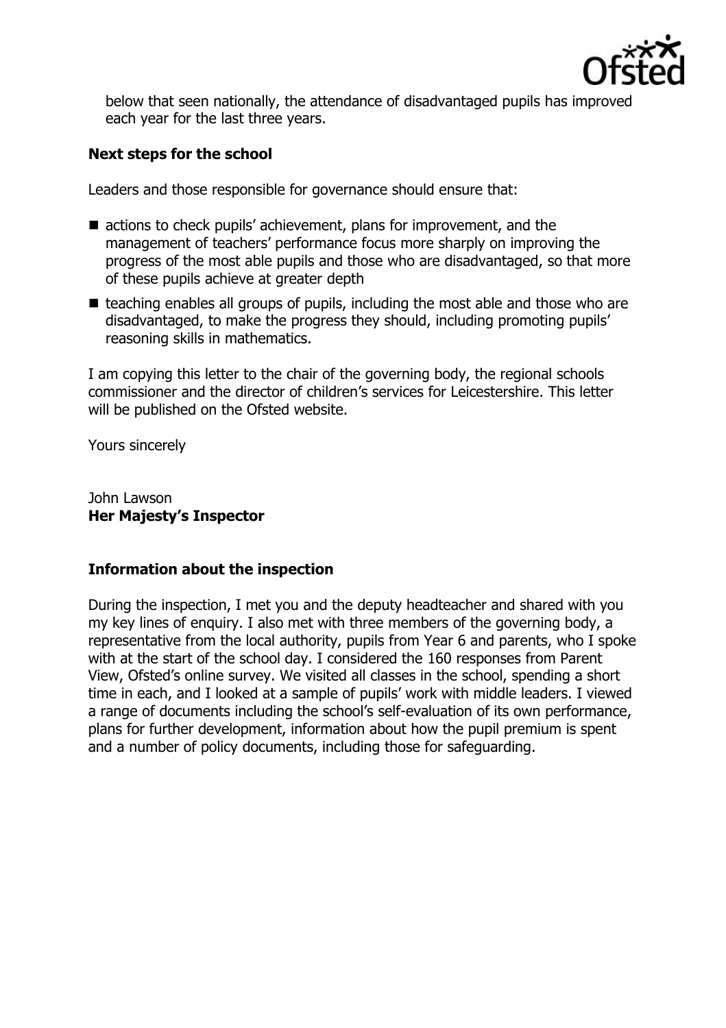below that seen nationally, the attendance of disadvantaged pupils has improved each year for the last three years.

### Next steps for the school

Leaders and those responsible for governance should ensure that:

- actions to check pupils' achievement, plans for improvement, and the management of teachers' performance focus more sharply on improving the progress of the most able pupils and those who are disadvantaged, so that more of these pupils achieve at greater depth
- teaching enables all groups of pupils, including the most able and those who are disadvantaged, to make the progress they should, including promoting pupils' reasoning skills in mathematics.

I am copying this letter to the chair of the governing body, the regional schools commissioner and the director of children's services for Leicestershire. This letter will be published on the Ofsted website.

Yours sincerely

John Lawson
**Her Majesty's Inspector**

### Information about the inspection

During the inspection, I met you and the deputy headteacher and shared with you my key lines of enquiry. I also met with three members of the governing body, a representative from the local authority, pupils from Year 6 and parents, who I spoke with at the start of the school day. I considered the 160 responses from Parent View, Ofsted's online survey. We visited all classes in the school, spending a short time in each, and I looked at a sample of pupils' work with middle leaders. I viewed a range of documents including the school's self-evaluation of its own performance, plans for further development, information about how the pupil premium is spent and a number of policy documents, including those for safeguarding.